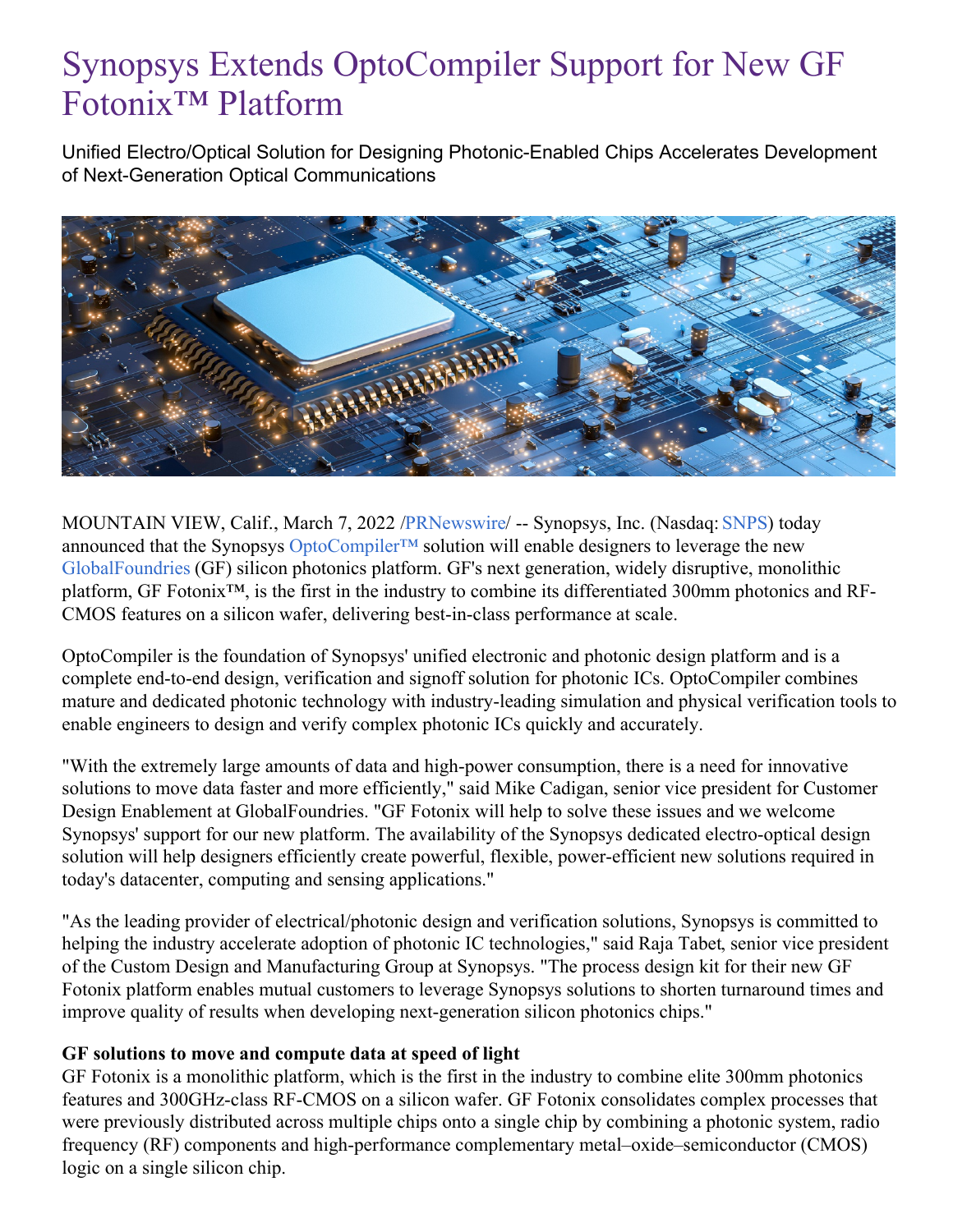# Synopsys Extends OptoCompiler Support for New GF Fotonix™ Platform

Unified Electro/Optical Solution for Designing Photonic-Enabled Chips Accelerates Development of Next-Generation Optical Communications

MOUNTAIN VIEW, Calif., March 7, 2022 /PRNewswire/ -- Synopsys, Inc. (Nasdaq: SNPS) today announced that the Synopsys OptoCompiler™ solution will enable designers to leverage the new GlobalFoundries (GF) silicon photonics platform. GF's next generation, widely disruptive, monolithic platform, GF Fotonix™, is the first in the industry to combine its differentiated 300mm photonics and RF-CMOS features on a silicon wafer, delivering best-in-class performance at scale.

OptoCompiler is the foundation of Synopsys' unified electronic and photonic design platform and is a complete end-to-end design, verification and signoff solution for photonic ICs. OptoCompiler combines mature and dedicated photonic technology with industry-leading simulation and physical verification tools to enable engineers to design and verify complex photonic ICs quickly and accurately.

"With the extremely large amounts of data and high-power consumption, there is a need for innovative solutions to move data faster and more efficiently," said Mike Cadigan, senior vice president for Customer Design Enablement at GlobalFoundries. "GF Fotonix will help to solve these issues and we welcome Synopsys' support for our new platform. The availability of the Synopsys dedicated electro-optical design solution will help designers efficiently create powerful, flexible, power-efficient new solutions required in today's datacenter, computing and sensing applications."

"As the leading provider of electrical/photonic design and verification solutions, Synopsys is committed to helping the industry accelerate adoption of photonic IC technologies," said Raja Tabet, senior vice president of the Custom Design and Manufacturing Group at Synopsys. "The process design kit for their new GF Fotonix platform enables mutual customers to leverage Synopsys solutions to shorten turnaround times and improve quality of results when developing next-generation silicon photonics chips."

**GF solutions to move and compute data at speed of light**

GF Fotonix is a monolithic platform, which is the first in the industry to combine elite 300mm photonics features and 300GHz-class RF-CMOS on a silicon wafer. GF Fotonix consolidates complex processes that were previously distributed across multiple chips onto a single chip by combining a photonic system, radio frequency (RF) components and high-performance complementary metal–oxide–semiconductor (CMOS) logic on a single silicon chip.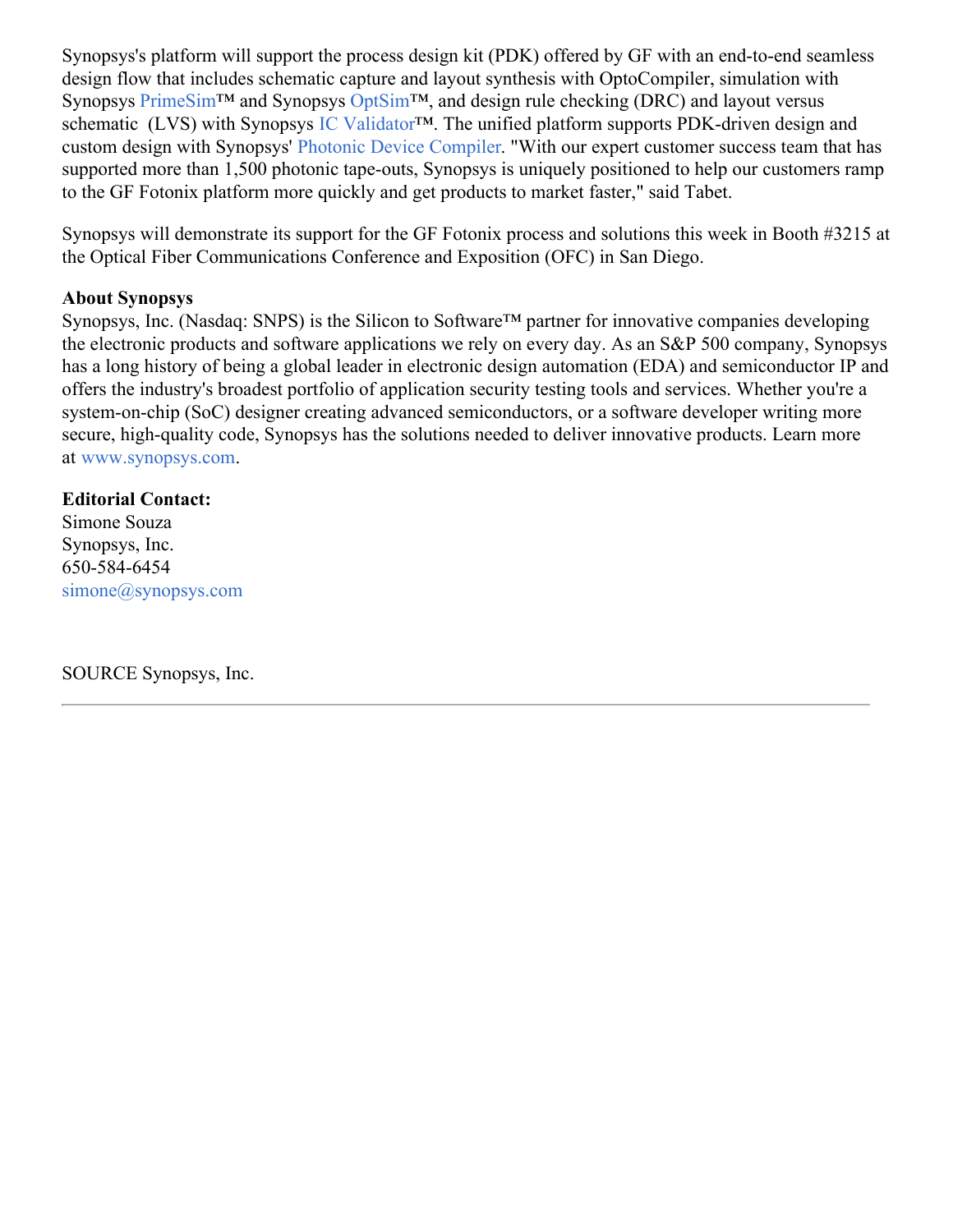Synopsys's platform will support the process design kit (PDK) offered by GF with an end-to-end seamless design flow that includes schematic capture and layout synthesis with OptoCompiler, simulation with Synopsys PrimeSim™ and Synopsys OptSim™, and design rule checking (DRC) and layout versus schematic (LVS) with Synopsys IC Validator™. The unified platform supports PDK-driven design and custom design with Synopsys' Photonic Device Compiler. "With our expert customer success team that has supported more than 1,500 photonic tape-outs, Synopsys is uniquely positioned to help our customers ramp to the GF Fotonix platform more quickly and get products to market faster," said Tabet.

Synopsys will demonstrate its support for the GF Fotonix process and solutions this week in Booth #3215 at the Optical Fiber Communications Conference and Exposition (OFC) in San Diego.

**About Synopsys**
Synopsys, Inc. (Nasdaq: SNPS) is the Silicon to Software™ partner for innovative companies developing the electronic products and software applications we rely on every day. As an S&P 500 company, Synopsys has a long history of being a global leader in electronic design automation (EDA) and semiconductor IP and offers the industry's broadest portfolio of application security testing tools and services. Whether you're a system-on-chip (SoC) designer creating advanced semiconductors, or a software developer writing more secure, high-quality code, Synopsys has the solutions needed to deliver innovative products. Learn more at www.synopsys.com.

**Editorial Contact:**
Simone Souza
Synopsys, Inc.
650-584-6454
simone@synopsys.com

SOURCE Synopsys, Inc.